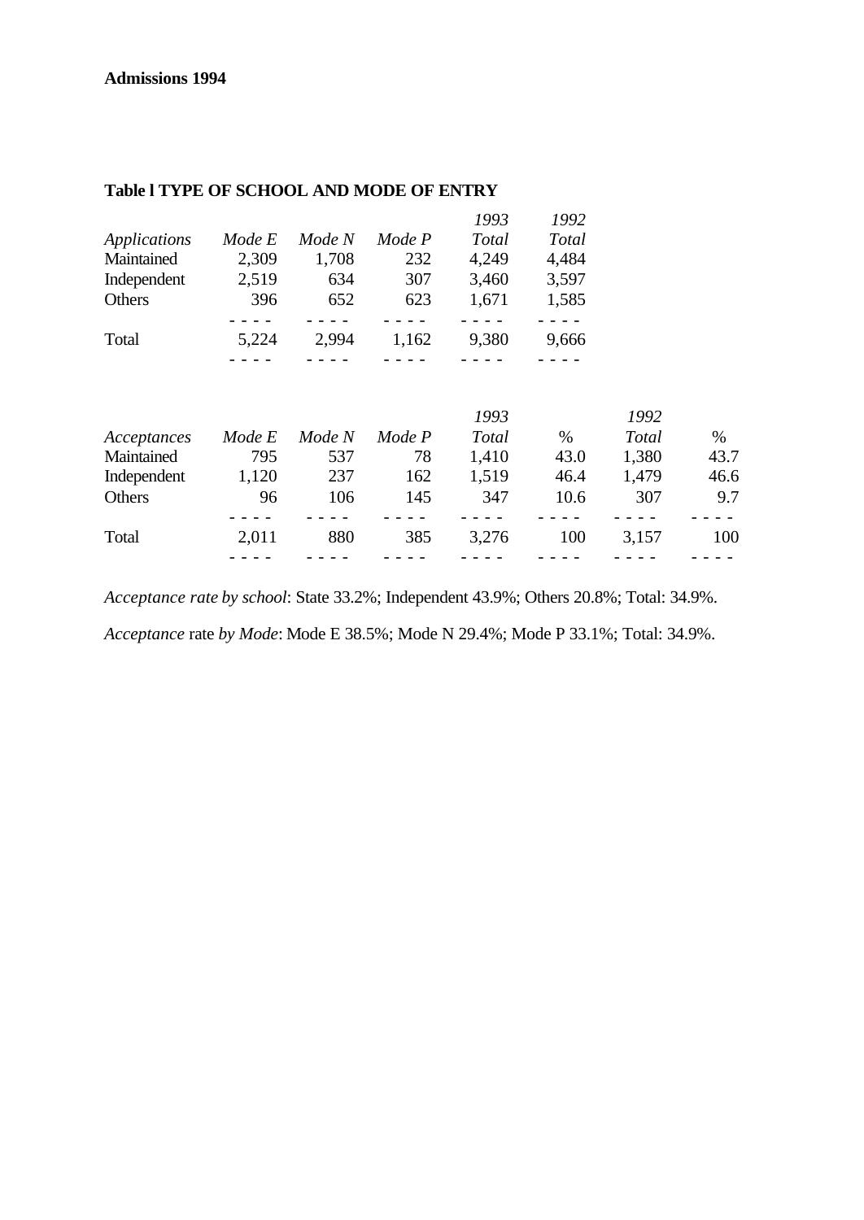**Admissions 1994**

**Table l TYPE OF SCHOOL AND MODE OF ENTRY**

| *Applications* | *Mode E* | *Mode N* | *Mode P* | *1993 Total* | *1992 Total* |
|---|---|---|---|---|---|
| Maintained | 2,309 | 1,708 | 232 | 4,249 | 4,484 |
| Independent | 2,519 | 634 | 307 | 3,460 | 3,597 |
| Others | 396 | 652 | 623 | 1,671 | 1,585 |
| Total | 5,224 | 2,994 | 1,162 | 9,380 | 9,666 |

| *Acceptances* | *Mode E* | *Mode N* | *Mode P* | *1993 Total* | % | *1992 Total* | % |
|---|---|---|---|---|---|---|---|
| Maintained | 795 | 537 | 78 | 1,410 | 43.0 | 1,380 | 43.7 |
| Independent | 1,120 | 237 | 162 | 1,519 | 46.4 | 1,479 | 46.6 |
| Others | 96 | 106 | 145 | 347 | 10.6 | 307 | 9.7 |
| Total | 2,011 | 880 | 385 | 3,276 | 100 | 3,157 | 100 |

*Acceptance rate by school*: State 33.2%; Independent 43.9%; Others 20.8%; Total: 34.9%.

*Acceptance* rate *by Mode*: Mode E 38.5%; Mode N 29.4%; Mode P 33.1%; Total: 34.9%.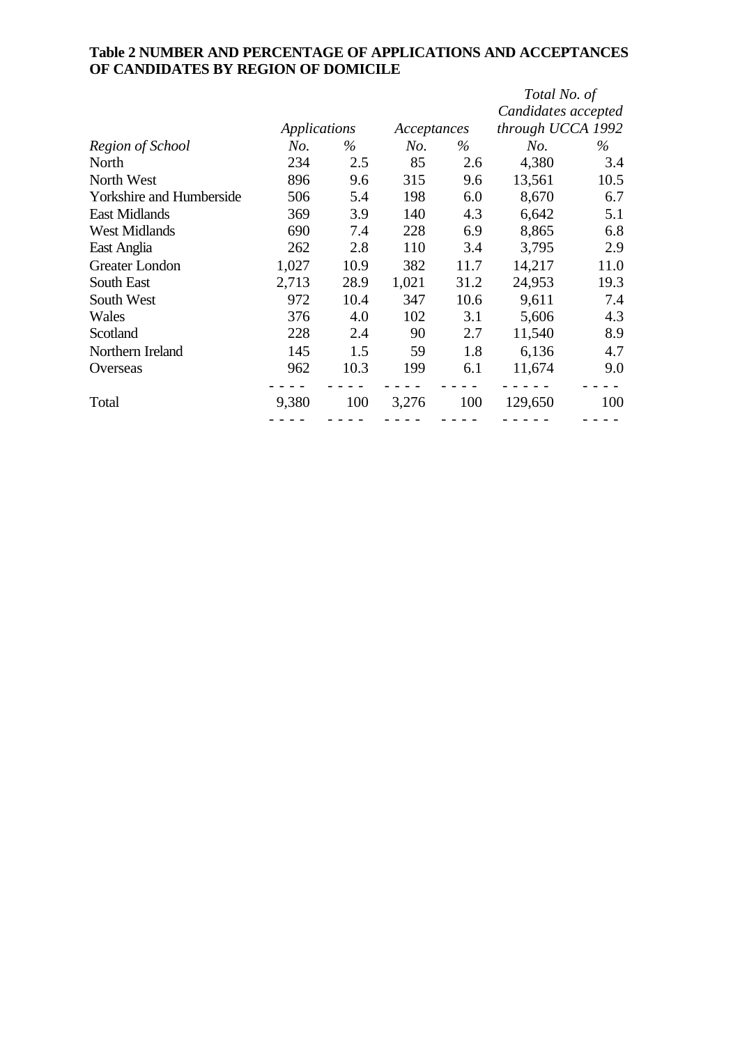**Table 2 NUMBER AND PERCENTAGE OF APPLICATIONS AND ACCEPTANCES OF CANDIDATES BY REGION OF DOMICILE**

| | *Applications* | | *Acceptances* | | *Total No. of Candidates accepted through UCCA 1992* | |
|---|---|---|---|---|---|---|
| *Region of School* | *No.* | *%* | *No.* | *%* | *No.* | *%* |
| North | 234 | 2.5 | 85 | 2.6 | 4,380 | 3.4 |
| North West | 896 | 9.6 | 315 | 9.6 | 13,561 | 10.5 |
| Yorkshire and Humberside | 506 | 5.4 | 198 | 6.0 | 8,670 | 6.7 |
| East Midlands | 369 | 3.9 | 140 | 4.3 | 6,642 | 5.1 |
| West Midlands | 690 | 7.4 | 228 | 6.9 | 8,865 | 6.8 |
| East Anglia | 262 | 2.8 | 110 | 3.4 | 3,795 | 2.9 |
| Greater London | 1,027 | 10.9 | 382 | 11.7 | 14,217 | 11.0 |
| South East | 2,713 | 28.9 | 1,021 | 31.2 | 24,953 | 19.3 |
| South West | 972 | 10.4 | 347 | 10.6 | 9,611 | 7.4 |
| Wales | 376 | 4.0 | 102 | 3.1 | 5,606 | 4.3 |
| Scotland | 228 | 2.4 | 90 | 2.7 | 11,540 | 8.9 |
| Northern Ireland | 145 | 1.5 | 59 | 1.8 | 6,136 | 4.7 |
| Overseas | 962 | 10.3 | 199 | 6.1 | 11,674 | 9.0 |
| Total | 9,380 | 100 | 3,276 | 100 | 129,650 | 100 |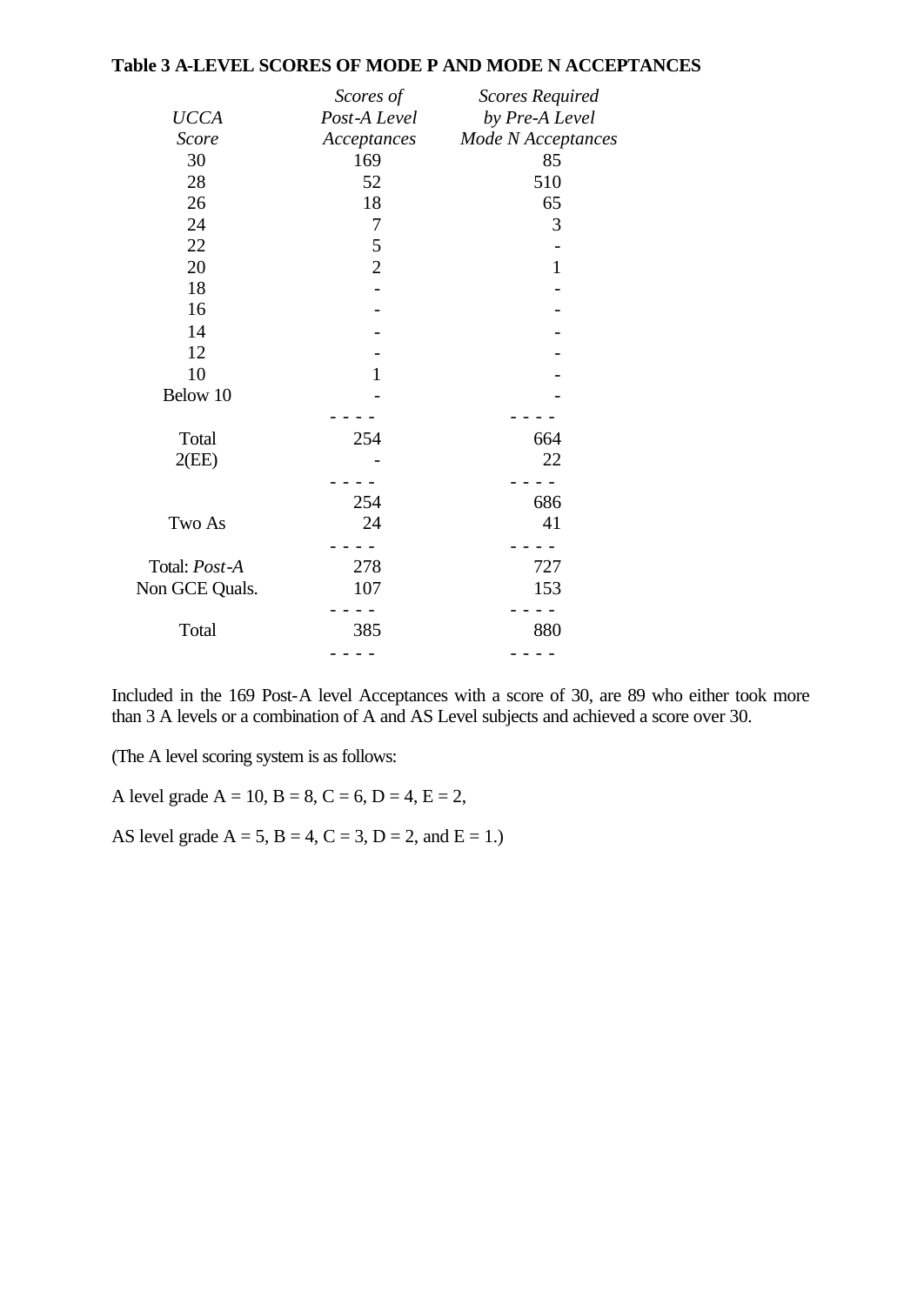**Table 3 A-LEVEL SCORES OF MODE P AND MODE N ACCEPTANCES**

| *UCCA Score* | *Scores of Post-A Level Acceptances* | *Scores Required by Pre-A Level Mode N Acceptances* |
|---|---|---|
| 30 | 169 | 85 |
| 28 | 52 | 510 |
| 26 | 18 | 65 |
| 24 | 7 | 3 |
| 22 | 5 | - |
| 20 | 2 | 1 |
| 18 | - | - |
| 16 | - | - |
| 14 | - | - |
| 12 | - | - |
| 10 | 1 | - |
| Below 10 | - | - |
| Total | 254 | 664 |
| 2(EE) | - | 22 |
| | 254 | 686 |
| Two As | 24 | 41 |
| Total: *Post-A* | 278 | 727 |
| Non GCE Quals. | 107 | 153 |
| Total | 385 | 880 |

Included in the 169 Post-A level Acceptances with a score of 30, are 89 who either took more than 3 A levels or a combination of A and AS Level subjects and achieved a score over 30.

(The A level scoring system is as follows:

A level grade A = 10, B = 8, C = 6, D = 4, E = 2,

AS level grade A = 5, B = 4, C = 3, D = 2, and E = 1.)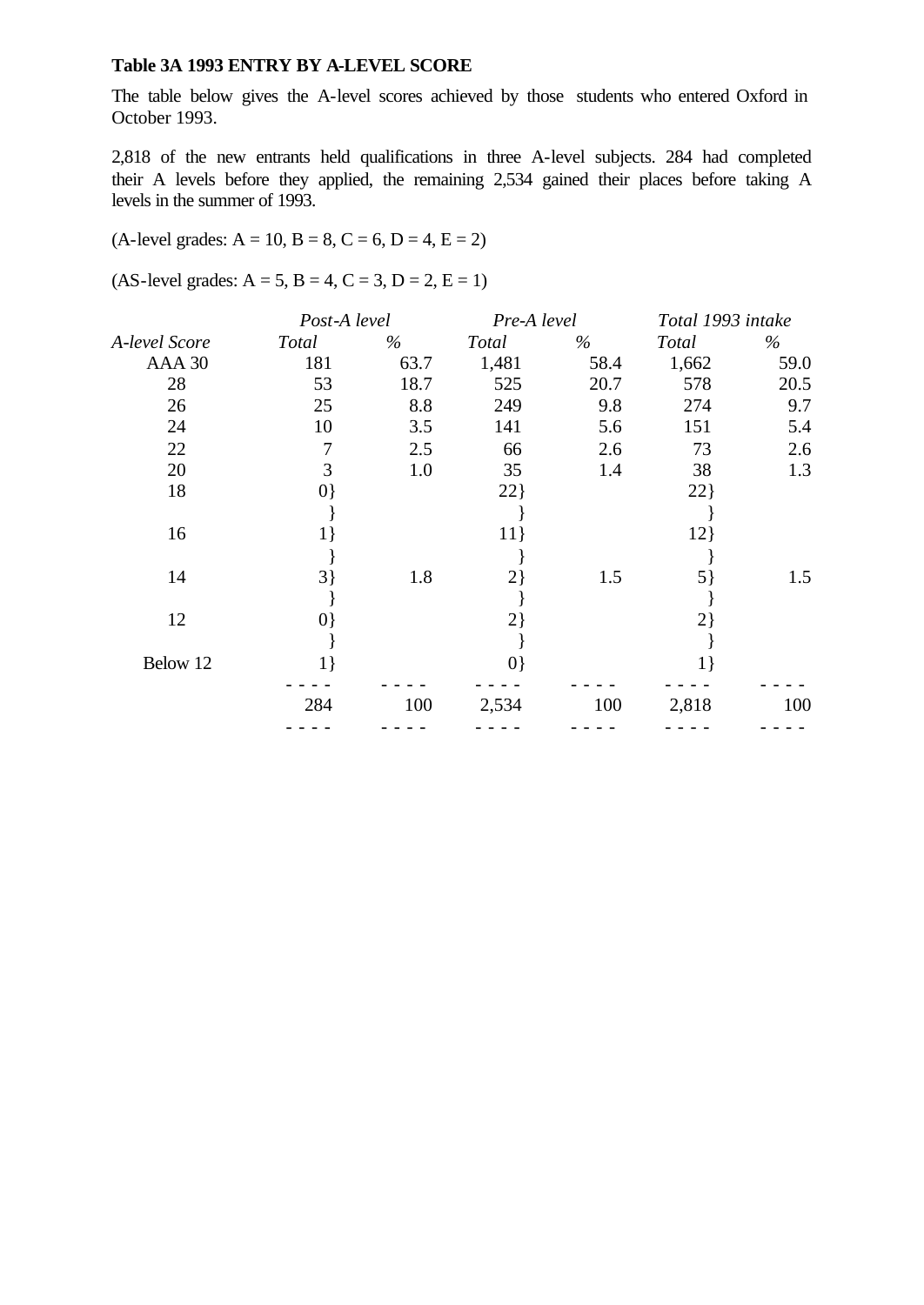**Table 3A 1993 ENTRY BY A-LEVEL SCORE**

The table below gives the A-level scores achieved by those students who entered Oxford in October 1993.

2,818 of the new entrants held qualifications in three A-level subjects. 284 had completed their A levels before they applied, the remaining 2,534 gained their places before taking A levels in the summer of 1993.

(A-level grades: A = 10, B = 8, C = 6, D = 4, E = 2)

(AS-level grades: A = 5, B = 4, C = 3, D = 2, E = 1)

| | *Post-A level* | | *Pre-A level* | | *Total 1993 intake* | |
|---|---|---|---|---|---|---|
| *A-level Score* | *Total* | *%* | *Total* | *%* | *Total* | *%* |
| AAA 30 | 181 | 63.7 | 1,481 | 58.4 | 1,662 | 59.0 |
| 28 | 53 | 18.7 | 525 | 20.7 | 578 | 20.5 |
| 26 | 25 | 8.8 | 249 | 9.8 | 274 | 9.7 |
| 24 | 10 | 3.5 | 141 | 5.6 | 151 | 5.4 |
| 22 | 7 | 2.5 | 66 | 2.6 | 73 | 2.6 |
| 20 | 3 | 1.0 | 35 | 1.4 | 38 | 1.3 |
| 18 | 0} | | 22} | | 22} | |
| 16 | 1} | | 11} | | 12} | |
| 14 | 3} | 1.8 | 2} | 1.5 | 5} | 1.5 |
| 12 | 0} | | 2} | | 2} | |
| Below 12 | 1} | | 0} | | 1} | |
| | 284 | 100 | 2,534 | 100 | 2,818 | 100 |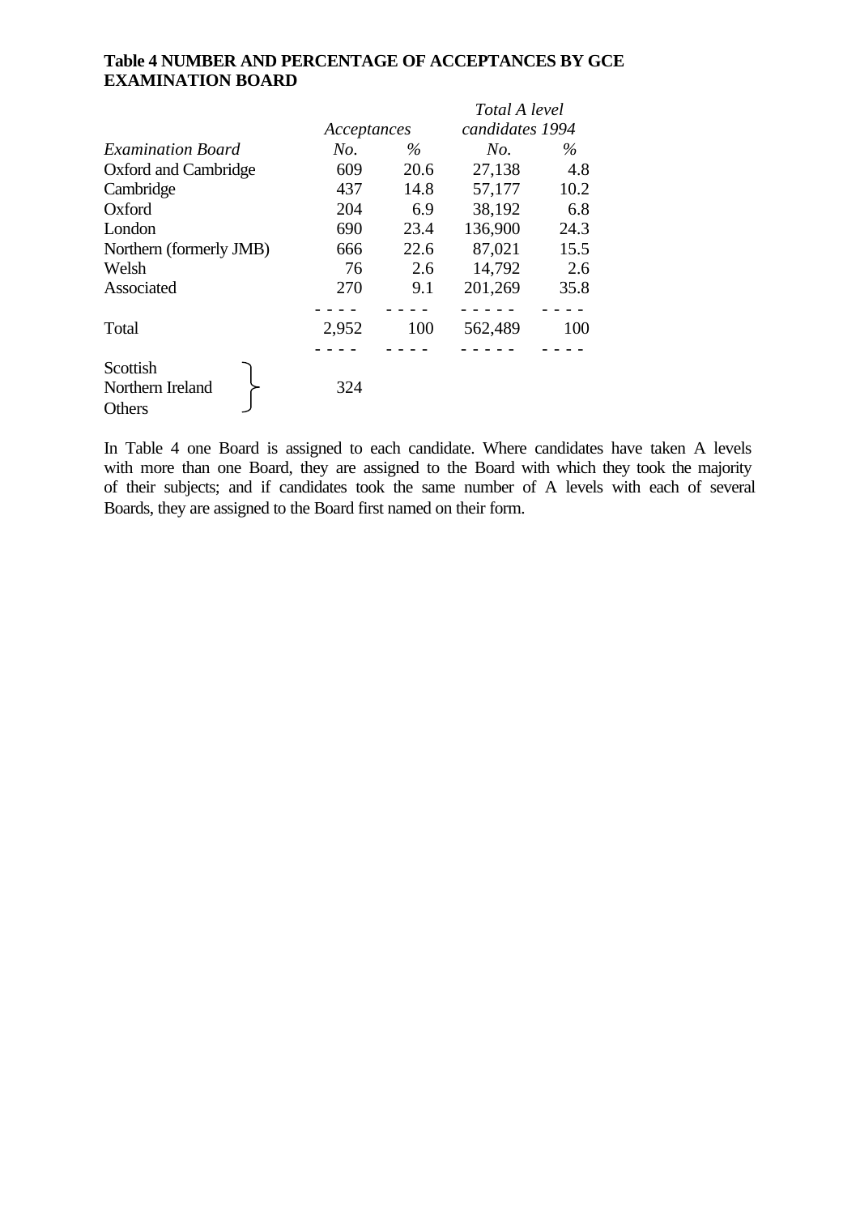**Table 4 NUMBER AND PERCENTAGE OF ACCEPTANCES BY GCE EXAMINATION BOARD**

| | *Acceptances* | | *Total A level candidates 1994* | |
|---|---|---|---|---|
| *Examination Board* | *No.* | *%* | *No.* | *%* |
| Oxford and Cambridge | 609 | 20.6 | 27,138 | 4.8 |
| Cambridge | 437 | 14.8 | 57,177 | 10.2 |
| Oxford | 204 | 6.9 | 38,192 | 6.8 |
| London | 690 | 23.4 | 136,900 | 24.3 |
| Northern (formerly JMB) | 666 | 22.6 | 87,021 | 15.5 |
| Welsh | 76 | 2.6 | 14,792 | 2.6 |
| Associated | 270 | 9.1 | 201,269 | 35.8 |
| Total | 2,952 | 100 | 562,489 | 100 |
| Scottish / Northern Ireland / Others | 324 | | | |

In Table 4 one Board is assigned to each candidate. Where candidates have taken A levels with more than one Board, they are assigned to the Board with which they took the majority of their subjects; and if candidates took the same number of A levels with each of several Boards, they are assigned to the Board first named on their form.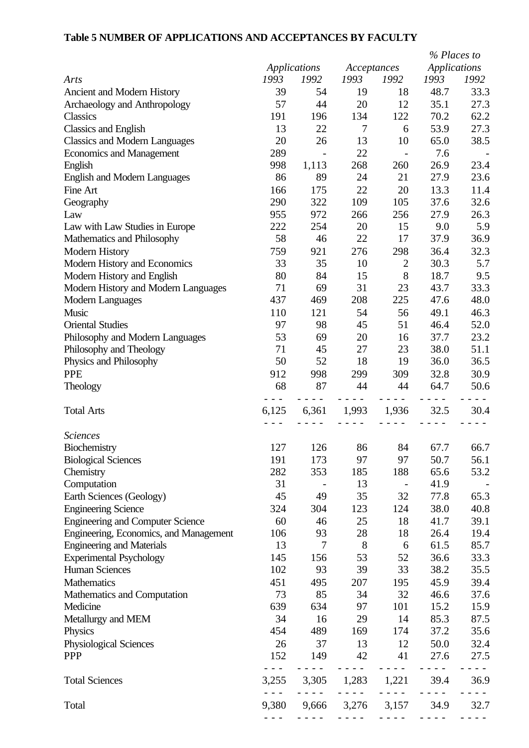**Table 5 NUMBER OF APPLICATIONS AND ACCEPTANCES BY FACULTY**

| | *Applications* | | *Acceptances* | | *% Places to Applications* | |
|---|---|---|---|---|---|---|
| *Arts* | *1993* | *1992* | *1993* | *1992* | *1993* | *1992* |
| Ancient and Modern History | 39 | 54 | 19 | 18 | 48.7 | 33.3 |
| Archaeology and Anthropology | 57 | 44 | 20 | 12 | 35.1 | 27.3 |
| Classics | 191 | 196 | 134 | 122 | 70.2 | 62.2 |
| Classics and English | 13 | 22 | 7 | 6 | 53.9 | 27.3 |
| Classics and Modern Languages | 20 | 26 | 13 | 10 | 65.0 | 38.5 |
| Economics and Management | 289 | - | 22 | - | 7.6 | - |
| English | 998 | 1,113 | 268 | 260 | 26.9 | 23.4 |
| English and Modern Languages | 86 | 89 | 24 | 21 | 27.9 | 23.6 |
| Fine Art | 166 | 175 | 22 | 20 | 13.3 | 11.4 |
| Geography | 290 | 322 | 109 | 105 | 37.6 | 32.6 |
| Law | 955 | 972 | 266 | 256 | 27.9 | 26.3 |
| Law with Law Studies in Europe | 222 | 254 | 20 | 15 | 9.0 | 5.9 |
| Mathematics and Philosophy | 58 | 46 | 22 | 17 | 37.9 | 36.9 |
| Modern History | 759 | 921 | 276 | 298 | 36.4 | 32.3 |
| Modern History and Economics | 33 | 35 | 10 | 2 | 30.3 | 5.7 |
| Modern History and English | 80 | 84 | 15 | 8 | 18.7 | 9.5 |
| Modern History and Modern Languages | 71 | 69 | 31 | 23 | 43.7 | 33.3 |
| Modern Languages | 437 | 469 | 208 | 225 | 47.6 | 48.0 |
| Music | 110 | 121 | 54 | 56 | 49.1 | 46.3 |
| Oriental Studies | 97 | 98 | 45 | 51 | 46.4 | 52.0 |
| Philosophy and Modern Languages | 53 | 69 | 20 | 16 | 37.7 | 23.2 |
| Philosophy and Theology | 71 | 45 | 27 | 23 | 38.0 | 51.1 |
| Physics and Philosophy | 50 | 52 | 18 | 19 | 36.0 | 36.5 |
| PPE | 912 | 998 | 299 | 309 | 32.8 | 30.9 |
| Theology | 68 | 87 | 44 | 44 | 64.7 | 50.6 |
| Total Arts | 6,125 | 6,361 | 1,993 | 1,936 | 32.5 | 30.4 |
| *Sciences* | | | | | | |
| Biochemistry | 127 | 126 | 86 | 84 | 67.7 | 66.7 |
| Biological Sciences | 191 | 173 | 97 | 97 | 50.7 | 56.1 |
| Chemistry | 282 | 353 | 185 | 188 | 65.6 | 53.2 |
| Computation | 31 | - | 13 | - | 41.9 | - |
| Earth Sciences (Geology) | 45 | 49 | 35 | 32 | 77.8 | 65.3 |
| Engineering Science | 324 | 304 | 123 | 124 | 38.0 | 40.8 |
| Engineering and Computer Science | 60 | 46 | 25 | 18 | 41.7 | 39.1 |
| Engineering, Economics, and Management | 106 | 93 | 28 | 18 | 26.4 | 19.4 |
| Engineering and Materials | 13 | 7 | 8 | 6 | 61.5 | 85.7 |
| Experimental Psychology | 145 | 156 | 53 | 52 | 36.6 | 33.3 |
| Human Sciences | 102 | 93 | 39 | 33 | 38.2 | 35.5 |
| Mathematics | 451 | 495 | 207 | 195 | 45.9 | 39.4 |
| Mathematics and Computation | 73 | 85 | 34 | 32 | 46.6 | 37.6 |
| Medicine | 639 | 634 | 97 | 101 | 15.2 | 15.9 |
| Metallurgy and MEM | 34 | 16 | 29 | 14 | 85.3 | 87.5 |
| Physics | 454 | 489 | 169 | 174 | 37.2 | 35.6 |
| Physiological Sciences | 26 | 37 | 13 | 12 | 50.0 | 32.4 |
| PPP | 152 | 149 | 42 | 41 | 27.6 | 27.5 |
| Total Sciences | 3,255 | 3,305 | 1,283 | 1,221 | 39.4 | 36.9 |
| Total | 9,380 | 9,666 | 3,276 | 3,157 | 34.9 | 32.7 |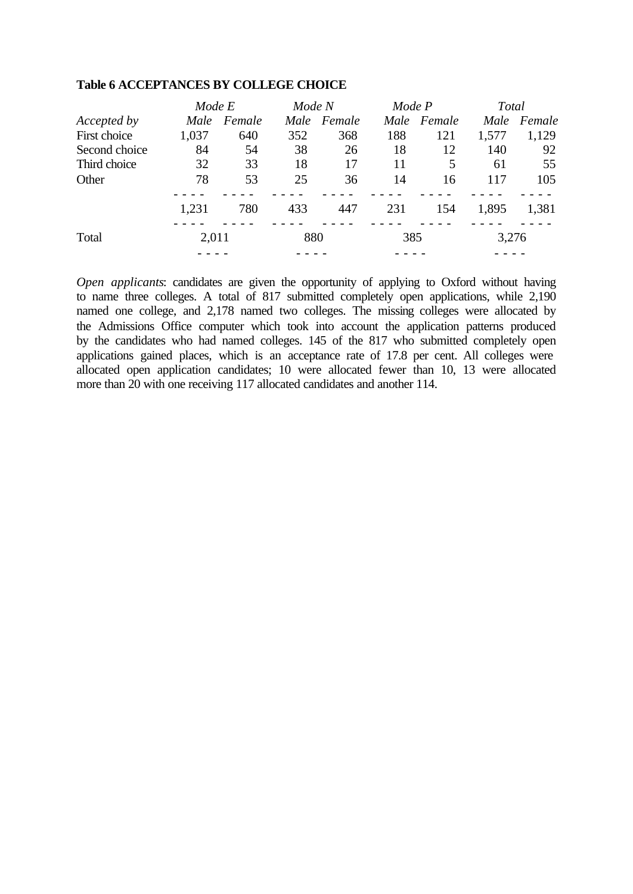**Table 6 ACCEPTANCES BY COLLEGE CHOICE**

| | *Mode E* | | *Mode N* | | *Mode P* | | *Total* | |
|---|---|---|---|---|---|---|---|---|
| *Accepted by* | *Male* | *Female* | *Male* | *Female* | *Male* | *Female* | *Male* | *Female* |
| First choice | 1,037 | 640 | 352 | 368 | 188 | 121 | 1,577 | 1,129 |
| Second choice | 84 | 54 | 38 | 26 | 18 | 12 | 140 | 92 |
| Third choice | 32 | 33 | 18 | 17 | 11 | 5 | 61 | 55 |
| Other | 78 | 53 | 25 | 36 | 14 | 16 | 117 | 105 |
| | 1,231 | 780 | 433 | 447 | 231 | 154 | 1,895 | 1,381 |
| Total | 2,011 | | 880 | | 385 | | 3,276 | |

*Open applicants*: candidates are given the opportunity of applying to Oxford without having to name three colleges. A total of 817 submitted completely open applications, while 2,190 named one college, and 2,178 named two colleges. The missing colleges were allocated by the Admissions Office computer which took into account the application patterns produced by the candidates who had named colleges. 145 of the 817 who submitted completely open applications gained places, which is an acceptance rate of 17.8 per cent. All colleges were allocated open application candidates; 10 were allocated fewer than 10, 13 were allocated more than 20 with one receiving 117 allocated candidates and another 114.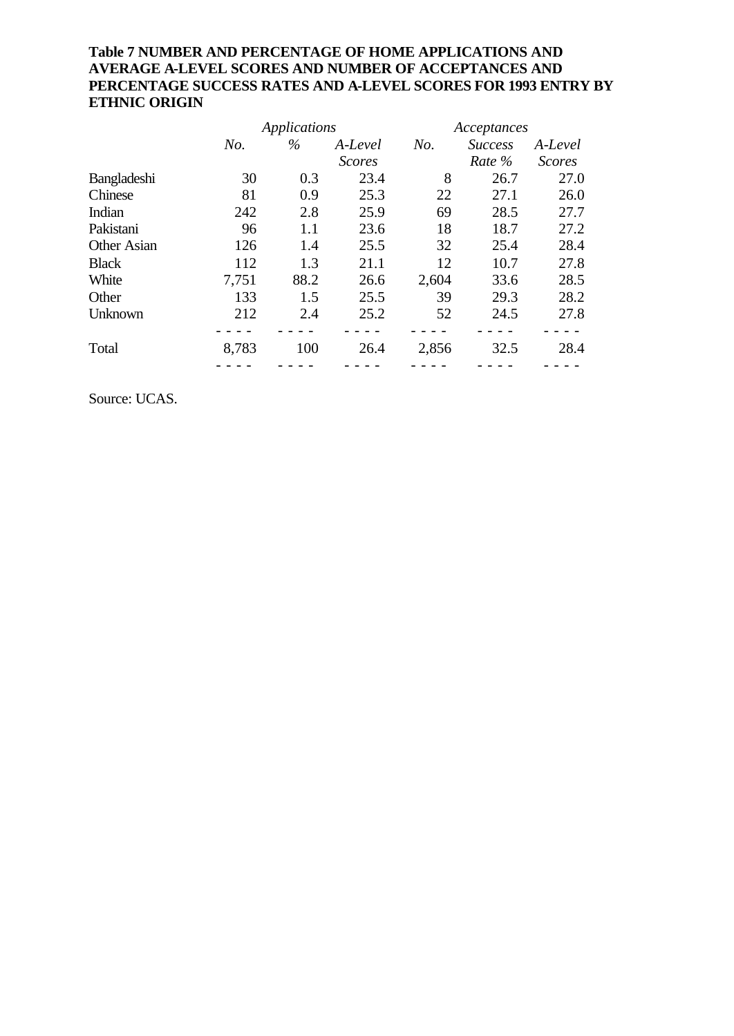**Table 7 NUMBER AND PERCENTAGE OF HOME APPLICATIONS AND AVERAGE A-LEVEL SCORES AND NUMBER OF ACCEPTANCES AND PERCENTAGE SUCCESS RATES AND A-LEVEL SCORES FOR 1993 ENTRY BY ETHNIC ORIGIN**

| | *Applications* | | | *Acceptances* | | |
|---|---|---|---|---|---|---|
| | *No.* | *%* | *A-Level Scores* | *No.* | *Success Rate %* | *A-Level Scores* |
| Bangladeshi | 30 | 0.3 | 23.4 | 8 | 26.7 | 27.0 |
| Chinese | 81 | 0.9 | 25.3 | 22 | 27.1 | 26.0 |
| Indian | 242 | 2.8 | 25.9 | 69 | 28.5 | 27.7 |
| Pakistani | 96 | 1.1 | 23.6 | 18 | 18.7 | 27.2 |
| Other Asian | 126 | 1.4 | 25.5 | 32 | 25.4 | 28.4 |
| Black | 112 | 1.3 | 21.1 | 12 | 10.7 | 27.8 |
| White | 7,751 | 88.2 | 26.6 | 2,604 | 33.6 | 28.5 |
| Other | 133 | 1.5 | 25.5 | 39 | 29.3 | 28.2 |
| Unknown | 212 | 2.4 | 25.2 | 52 | 24.5 | 27.8 |
| Total | 8,783 | 100 | 26.4 | 2,856 | 32.5 | 28.4 |

Source: UCAS.